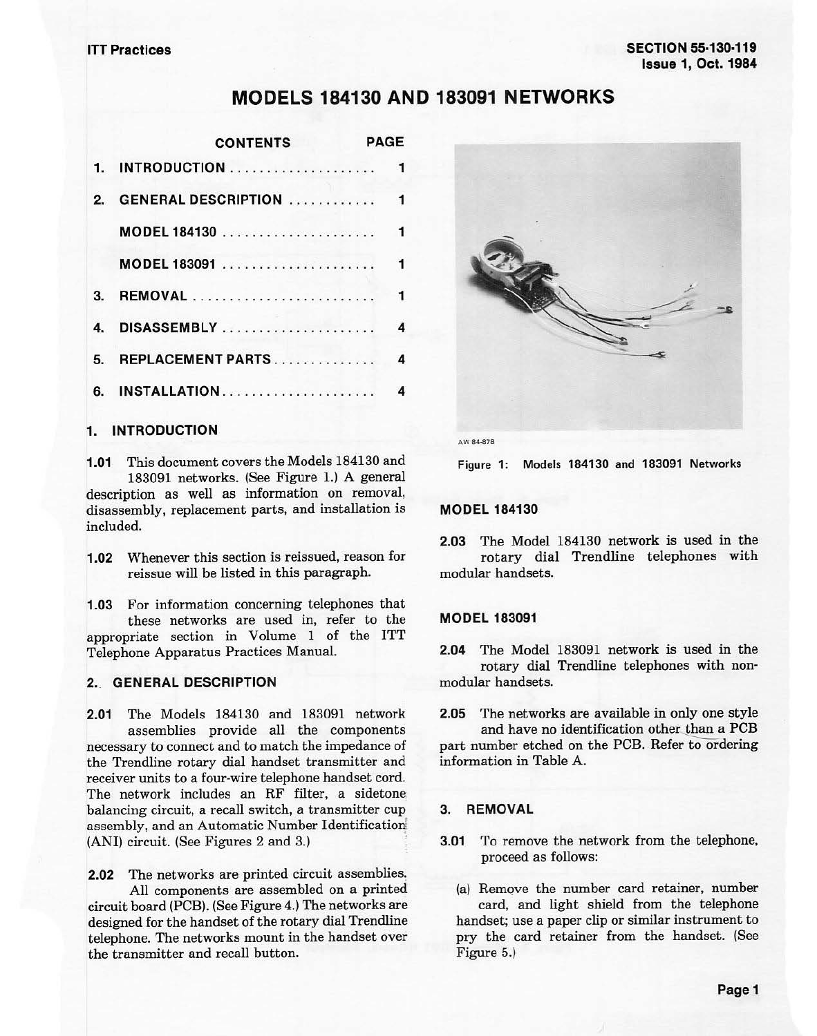ITT Practices

SECTION 55-130-119
Issue 1, Oct. 1984

# MODELS 184130 AND 183091 NETWORKS

| CONTENTS | PAGE |
|---|---|
| 1. INTRODUCTION | 1 |
| 2. GENERAL DESCRIPTION | 1 |
| MODEL 184130 | 1 |
| MODEL 183091 | 1 |
| 3. REMOVAL | 1 |
| 4. DISASSEMBLY | 4 |
| 5. REPLACEMENT PARTS | 4 |
| 6. INSTALLATION | 4 |

## 1. INTRODUCTION

**1.01** This document covers the Models 184130 and 183091 networks. (See Figure 1.) A general description as well as information on removal, disassembly, replacement parts, and installation is included.

**1.02** Whenever this section is reissued, reason for reissue will be listed in this paragraph.

**1.03** For information concerning telephones that these networks are used in, refer to the appropriate section in Volume 1 of the ITT Telephone Apparatus Practices Manual.

## 2. GENERAL DESCRIPTION

**2.01** The Models 184130 and 183091 network assemblies provide all the components necessary to connect and to match the impedance of the Trendline rotary dial handset transmitter and receiver units to a four-wire telephone handset cord. The network includes an RF filter, a sidetone balancing circuit, a recall switch, a transmitter cup assembly, and an Automatic Number Identification (ANI) circuit. (See Figures 2 and 3.)

**2.02** The networks are printed circuit assemblies. All components are assembled on a printed circuit board (PCB). (See Figure 4.) The networks are designed for the handset of the rotary dial Trendline telephone. The networks mount in the handset over the transmitter and recall button.

AW 84-878

Figure 1: Models 184130 and 183091 Networks

### MODEL 184130

**2.03** The Model 184130 network is used in the rotary dial Trendline telephones with modular handsets.

### MODEL 183091

**2.04** The Model 183091 network is used in the rotary dial Trendline telephones with non-modular handsets.

**2.05** The networks are available in only one style and have no identification other than a PCB part number etched on the PCB. Refer to ordering information in Table A.

## 3. REMOVAL

**3.01** To remove the network from the telephone, proceed as follows:

(a) Remove the number card retainer, number card, and light shield from the telephone handset; use a paper clip or similar instrument to pry the card retainer from the handset. (See Figure 5.)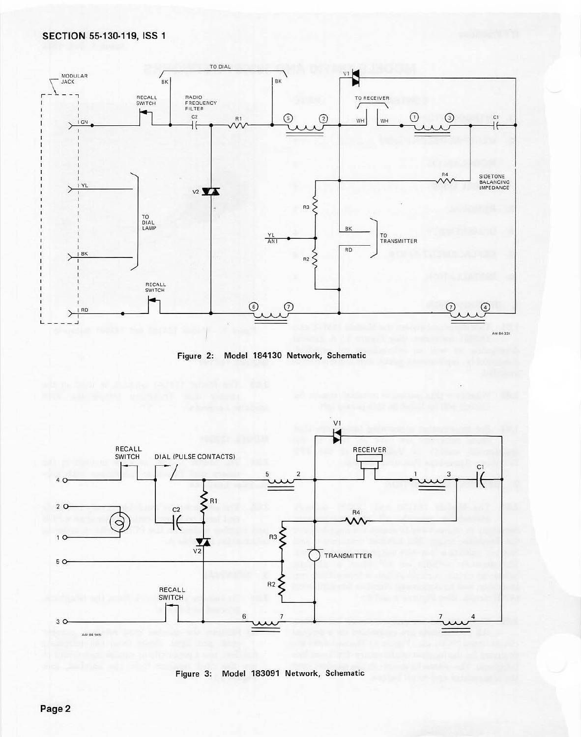Figure 2: Model 184130 Network, Schematic

Figure 3: Model 183091 Network, Schematic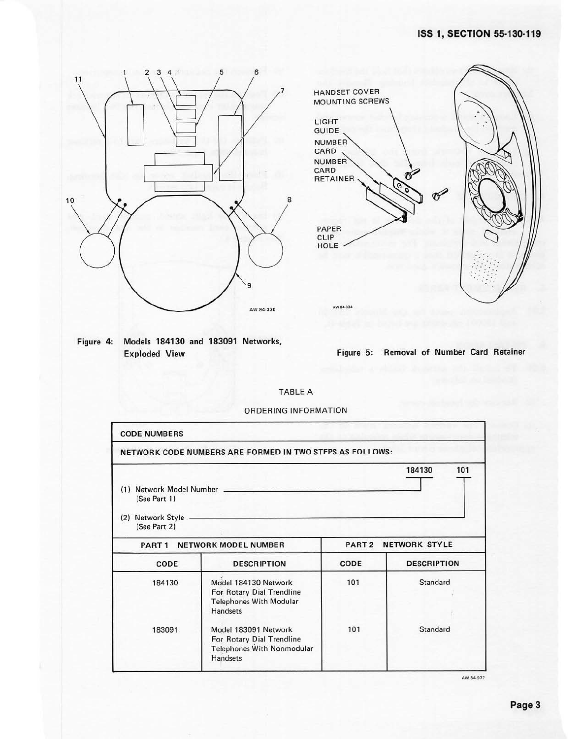Figure 4: Models 184130 and 183091 Networks, Exploded View

Figure 5: Removal of Number Card Retainer

TABLE A

ORDERING INFORMATION

**CODE NUMBERS**

**NETWORK CODE NUMBERS ARE FORMED IN TWO STEPS AS FOLLOWS:**

184130 101

(1) Network Model Number (See Part 1) — 184130

(2) Network Style (See Part 2) — 101

| PART 1 NETWORK MODEL NUMBER | | PART 2 NETWORK STYLE | |
|---|---|---|---|
| **CODE** | **DESCRIPTION** | **CODE** | **DESCRIPTION** |
| 184130 | Model 184130 Network For Rotary Dial Trendline Telephones With Modular Handsets | 101 | Standard |
| 183091 | Model 183091 Network For Rotary Dial Trendline Telephones With Nonmodular Handsets | 101 | Standard |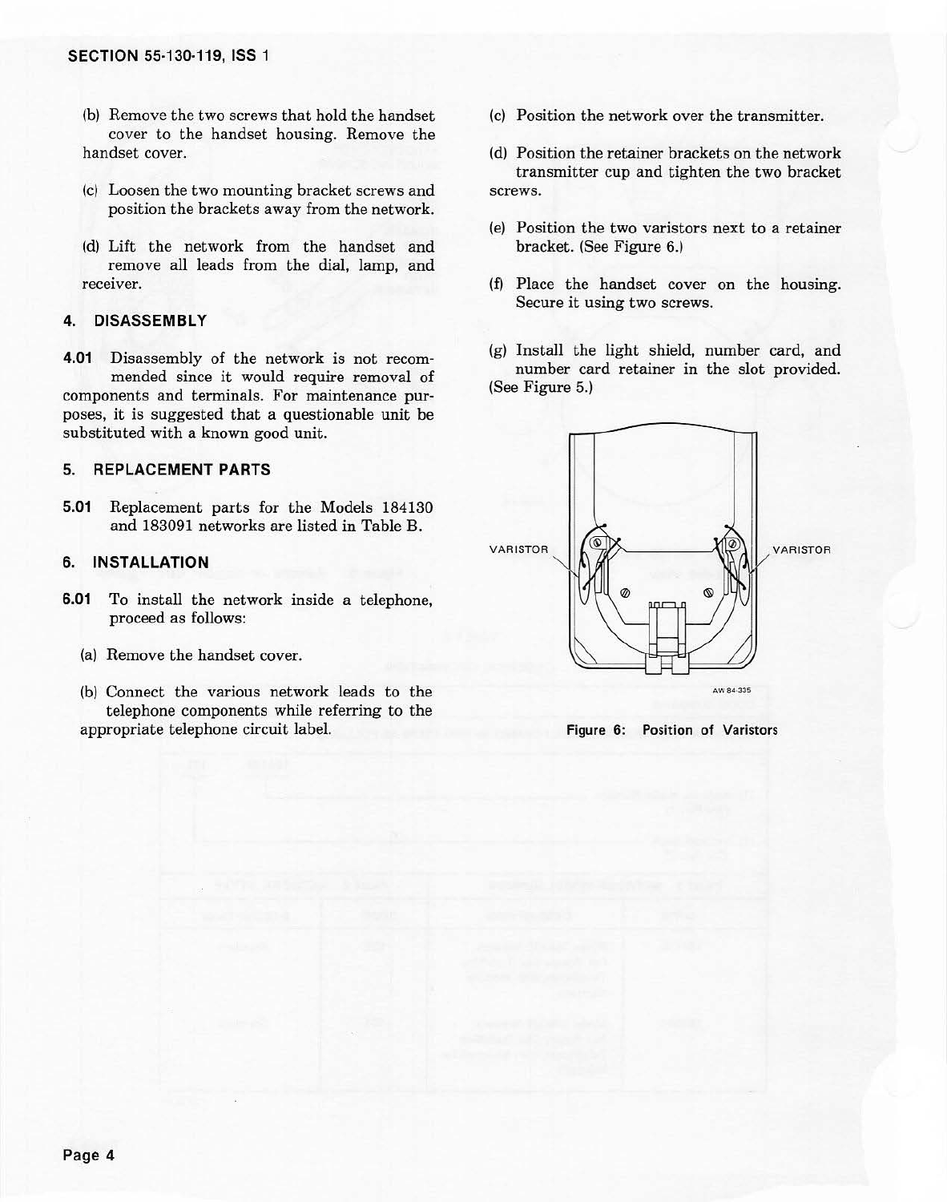(b) Remove the two screws that hold the handset cover to the handset housing. Remove the handset cover.

(c) Loosen the two mounting bracket screws and position the brackets away from the network.

(d) Lift the network from the handset and remove all leads from the dial, lamp, and receiver.

## 4. DISASSEMBLY

**4.01** Disassembly of the network is not recommended since it would require removal of components and terminals. For maintenance purposes, it is suggested that a questionable unit be substituted with a known good unit.

## 5. REPLACEMENT PARTS

**5.01** Replacement parts for the Models 184130 and 183091 networks are listed in Table B.

## 6. INSTALLATION

**6.01** To install the network inside a telephone, proceed as follows:

(a) Remove the handset cover.

(b) Connect the various network leads to the telephone components while referring to the appropriate telephone circuit label.

(c) Position the network over the transmitter.

(d) Position the retainer brackets on the network transmitter cup and tighten the two bracket screws.

(e) Position the two varistors next to a retainer bracket. (See Figure 6.)

(f) Place the handset cover on the housing. Secure it using two screws.

(g) Install the light shield, number card, and number card retainer in the slot provided. (See Figure 5.)

VARISTOR VARISTOR

AW 84-335

**Figure 6: Position of Varistors**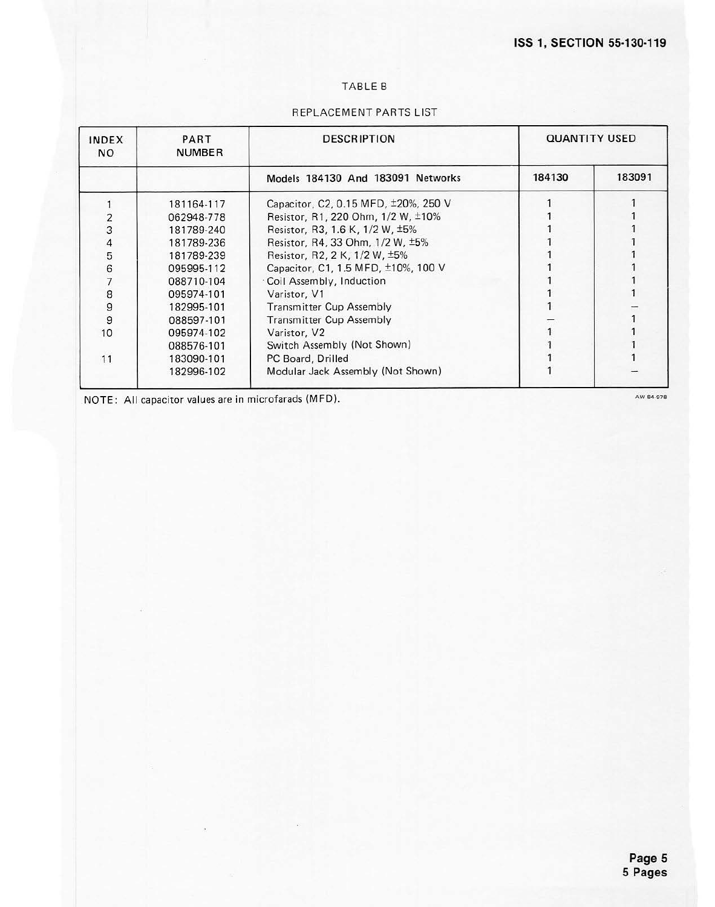TABLE B

REPLACEMENT PARTS LIST

| INDEX NO | PART NUMBER | DESCRIPTION | QUANTITY USED | |
|---|---|---|---|---|
| | | Models 184130 And 183091 Networks | 184130 | 183091 |
| 1 | 181164-117 | Capacitor, C2, 0.15 MFD, ±20%, 250 V | 1 | 1 |
| 2 | 062948-778 | Resistor, R1, 220 Ohm, 1/2 W, ±10% | 1 | 1 |
| 3 | 181789-240 | Resistor, R3, 1.6 K, 1/2 W, ±5% | 1 | 1 |
| 4 | 181789-236 | Resistor, R4, 33 Ohm, 1/2 W, ±5% | 1 | 1 |
| 5 | 181789-239 | Resistor, R2, 2 K, 1/2 W, ±5% | 1 | 1 |
| 6 | 095995-112 | Capacitor, C1, 1.5 MFD, ±10%, 100 V | 1 | 1 |
| 7 | 088710-104 | Coil Assembly, Induction | 1 | 1 |
| 8 | 095974-101 | Varistor, V1 | 1 | 1 |
| 9 | 182995-101 | Transmitter Cup Assembly | 1 | — |
| 9 | 088597-101 | Transmitter Cup Assembly | — | 1 |
| 10 | 095974-102 | Varistor, V2 | 1 | 1 |
| | 088576-101 | Switch Assembly (Not Shown) | 1 | 1 |
| 11 | 183090-101 | PC Board, Drilled | 1 | 1 |
| | 182996-102 | Modular Jack Assembly (Not Shown) | 1 | — |

NOTE: All capacitor values are in microfarads (MFD).

AW 84-078